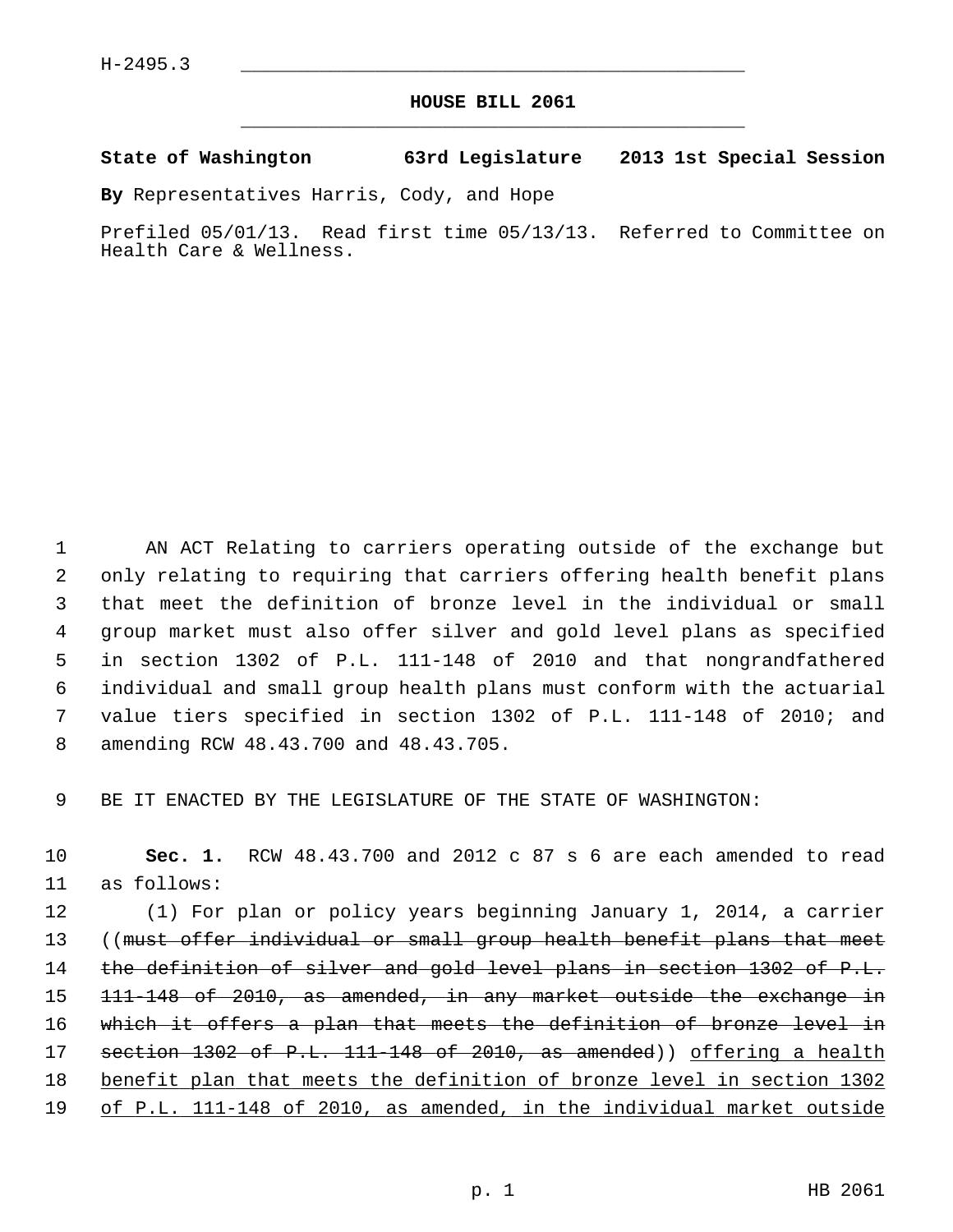H-2495.3

# HOUSE BILL 2061

**State of Washington 63rd Legislature 2013 1st Special Session**

**By** Representatives Harris, Cody, and Hope

Prefiled 05/01/13. Read first time 05/13/13. Referred to Committee on Health Care & Wellness.

AN ACT Relating to carriers operating outside of the exchange but only relating to requiring that carriers offering health benefit plans that meet the definition of bronze level in the individual or small group market must also offer silver and gold level plans as specified in section 1302 of P.L. 111-148 of 2010 and that nongrandfathered individual and small group health plans must conform with the actuarial value tiers specified in section 1302 of P.L. 111-148 of 2010; and amending RCW 48.43.700 and 48.43.705.

BE IT ENACTED BY THE LEGISLATURE OF THE STATE OF WASHINGTON:

**Sec. 1.** RCW 48.43.700 and 2012 c 87 s 6 are each amended to read as follows:

(1) For plan or policy years beginning January 1, 2014, a carrier ((~~must offer individual or small group health benefit plans that meet the definition of silver and gold level plans in section 1302 of P.L. 111-148 of 2010, as amended, in any market outside the exchange in which it offers a plan that meets the definition of bronze level in section 1302 of P.L. 111-148 of 2010, as amended~~)) <u>offering a health benefit plan that meets the definition of bronze level in section 1302 of P.L. 111-148 of 2010, as amended, in the individual market outside</u>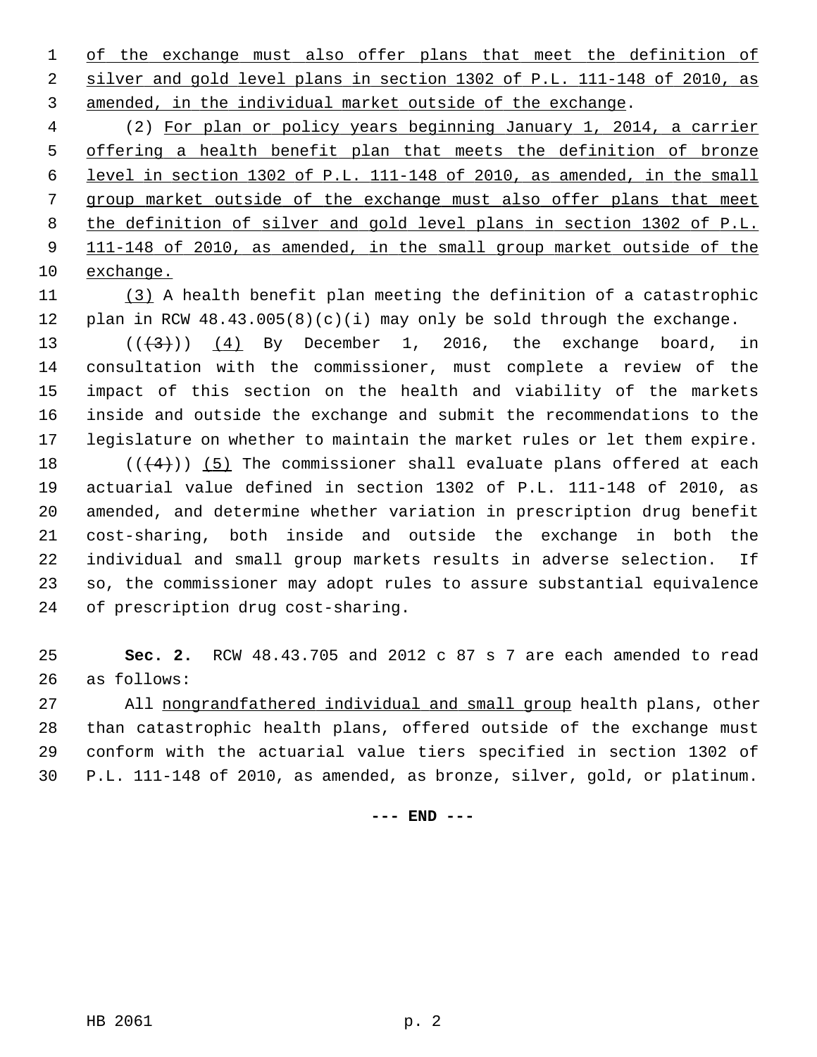of the exchange must also offer plans that meet the definition of silver and gold level plans in section 1302 of P.L. 111-148 of 2010, as amended, in the individual market outside of the exchange.

(2) For plan or policy years beginning January 1, 2014, a carrier offering a health benefit plan that meets the definition of bronze level in section 1302 of P.L. 111-148 of 2010, as amended, in the small group market outside of the exchange must also offer plans that meet the definition of silver and gold level plans in section 1302 of P.L. 111-148 of 2010, as amended, in the small group market outside of the exchange.

(3) A health benefit plan meeting the definition of a catastrophic plan in RCW 48.43.005(8)(c)(i) may only be sold through the exchange.

(((3))) (4) By December 1, 2016, the exchange board, in consultation with the commissioner, must complete a review of the impact of this section on the health and viability of the markets inside and outside the exchange and submit the recommendations to the legislature on whether to maintain the market rules or let them expire.

(((4))) (5) The commissioner shall evaluate plans offered at each actuarial value defined in section 1302 of P.L. 111-148 of 2010, as amended, and determine whether variation in prescription drug benefit cost-sharing, both inside and outside the exchange in both the individual and small group markets results in adverse selection. If so, the commissioner may adopt rules to assure substantial equivalence of prescription drug cost-sharing.

**Sec. 2.** RCW 48.43.705 and 2012 c 87 s 7 are each amended to read as follows:

All nongrandfathered individual and small group health plans, other than catastrophic health plans, offered outside of the exchange must conform with the actuarial value tiers specified in section 1302 of P.L. 111-148 of 2010, as amended, as bronze, silver, gold, or platinum.

**--- END ---**